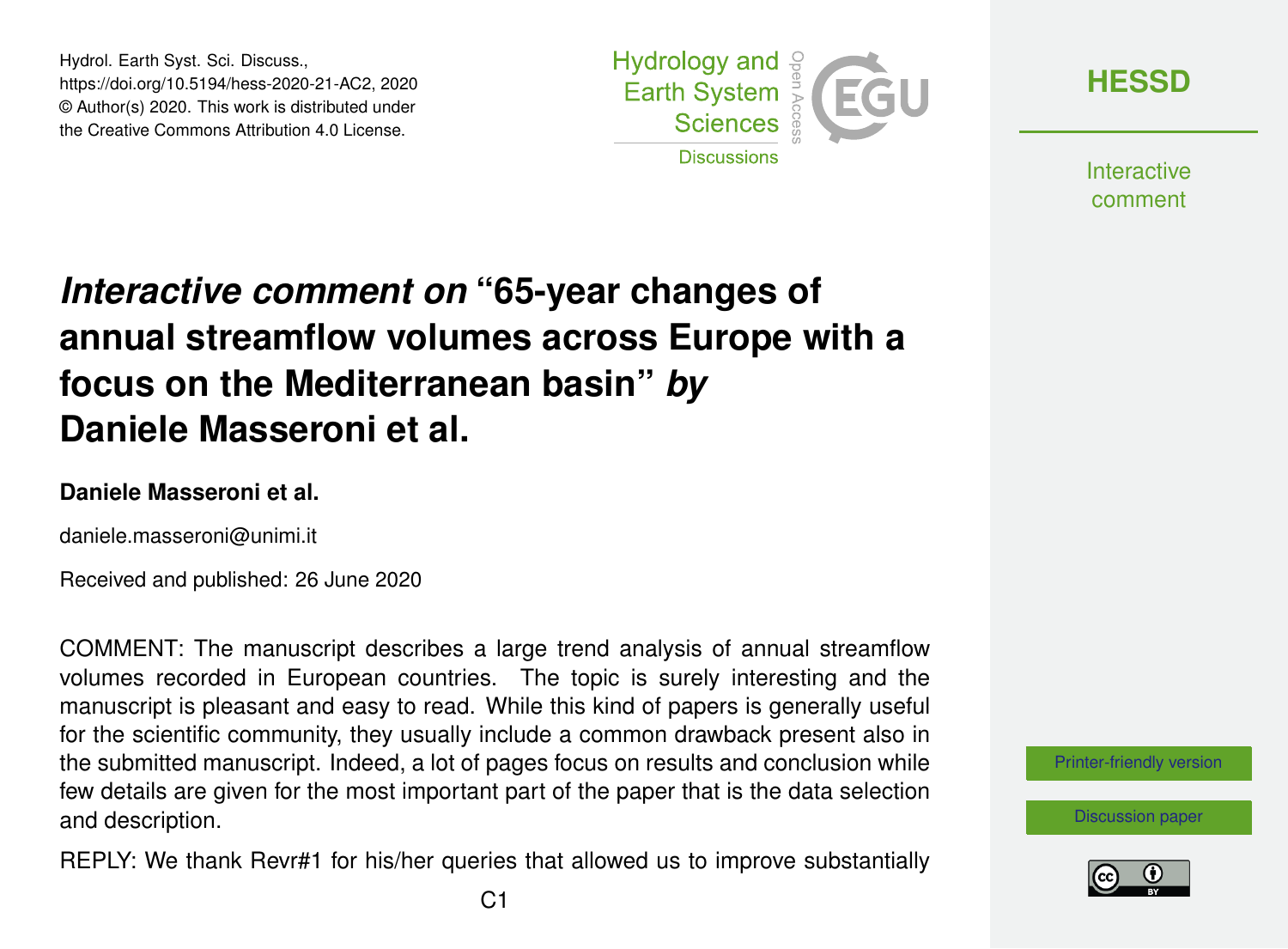Hydrol. Earth Syst. Sci. Discuss.,
https://doi.org/10.5194/hess-2020-21-AC2, 2020
© Author(s) 2020. This work is distributed under
the Creative Commons Attribution 4.0 License.

# *Interactive comment on* "65-year changes of annual streamflow volumes across Europe with a focus on the Mediterranean basin" *by* Daniele Masseroni et al.

**Daniele Masseroni et al.**

daniele.masseroni@unimi.it

Received and published: 26 June 2020

COMMENT: The manuscript describes a large trend analysis of annual streamflow volumes recorded in European countries. The topic is surely interesting and the manuscript is pleasant and easy to read. While this kind of papers is generally useful for the scientific community, they usually include a common drawback present also in the submitted manuscript. Indeed, a lot of pages focus on results and conclusion while few details are given for the most important part of the paper that is the data selection and description.

REPLY: We thank Revr#1 for his/her queries that allowed us to improve substantially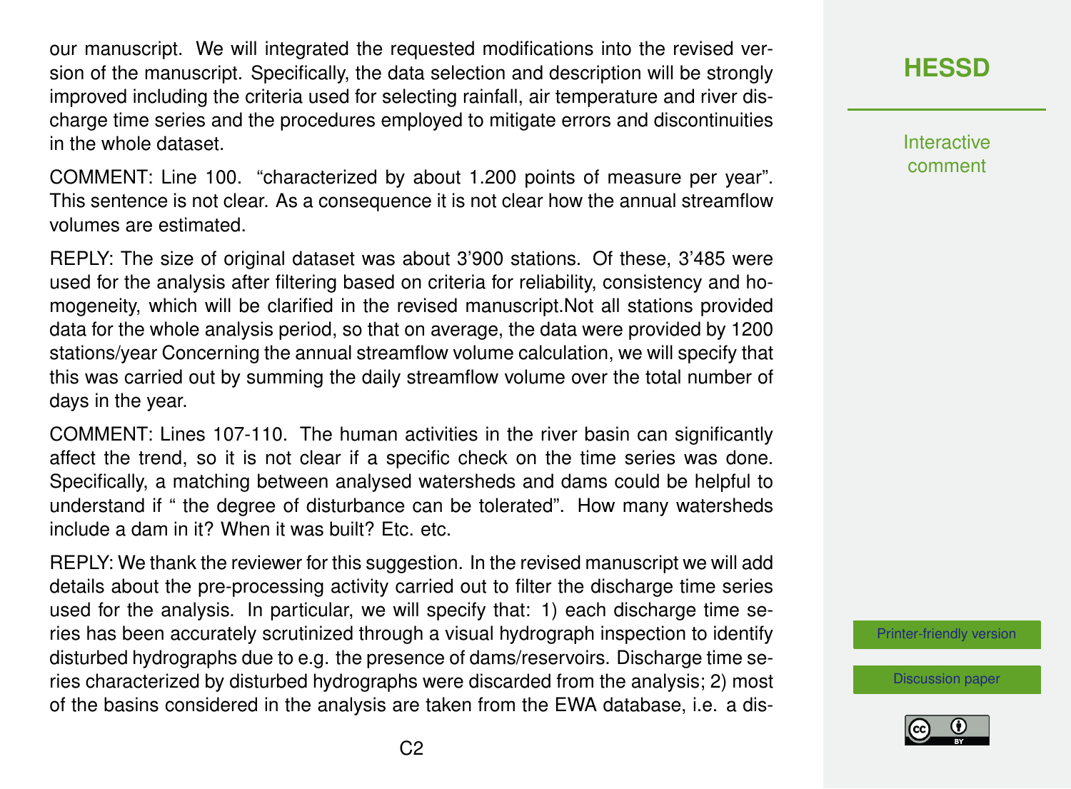our manuscript. We will integrated the requested modifications into the revised version of the manuscript. Specifically, the data selection and description will be strongly improved including the criteria used for selecting rainfall, air temperature and river discharge time series and the procedures employed to mitigate errors and discontinuities in the whole dataset.

COMMENT: Line 100. "characterized by about 1.200 points of measure per year". This sentence is not clear. As a consequence it is not clear how the annual streamflow volumes are estimated.

REPLY: The size of original dataset was about 3'900 stations. Of these, 3'485 were used for the analysis after filtering based on criteria for reliability, consistency and homogeneity, which will be clarified in the revised manuscript.Not all stations provided data for the whole analysis period, so that on average, the data were provided by 1200 stations/year Concerning the annual streamflow volume calculation, we will specify that this was carried out by summing the daily streamflow volume over the total number of days in the year.

COMMENT: Lines 107-110. The human activities in the river basin can significantly affect the trend, so it is not clear if a specific check on the time series was done. Specifically, a matching between analysed watersheds and dams could be helpful to understand if " the degree of disturbance can be tolerated". How many watersheds include a dam in it? When it was built? Etc. etc.

REPLY: We thank the reviewer for this suggestion. In the revised manuscript we will add details about the pre-processing activity carried out to filter the discharge time series used for the analysis. In particular, we will specify that: 1) each discharge time series has been accurately scrutinized through a visual hydrograph inspection to identify disturbed hydrographs due to e.g. the presence of dams/reservoirs. Discharge time series characterized by disturbed hydrographs were discarded from the analysis; 2) most of the basins considered in the analysis are taken from the EWA database, i.e. a dis-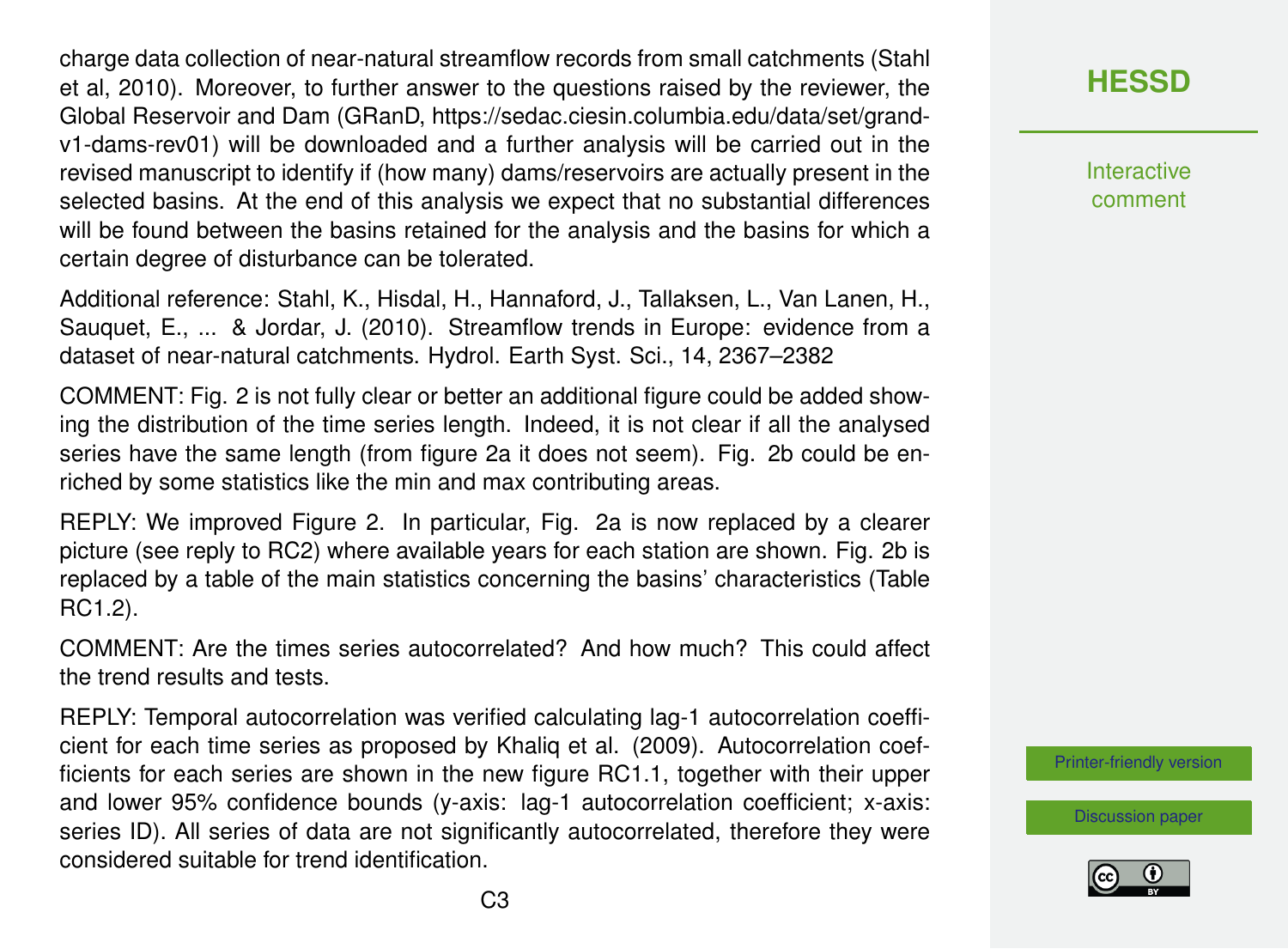charge data collection of near-natural streamflow records from small catchments (Stahl et al, 2010). Moreover, to further answer to the questions raised by the reviewer, the Global Reservoir and Dam (GRanD, https://sedac.ciesin.columbia.edu/data/set/grand-v1-dams-rev01) will be downloaded and a further analysis will be carried out in the revised manuscript to identify if (how many) dams/reservoirs are actually present in the selected basins. At the end of this analysis we expect that no substantial differences will be found between the basins retained for the analysis and the basins for which a certain degree of disturbance can be tolerated.

Additional reference: Stahl, K., Hisdal, H., Hannaford, J., Tallaksen, L., Van Lanen, H., Sauquet, E., ... & Jordar, J. (2010). Streamflow trends in Europe: evidence from a dataset of near-natural catchments. Hydrol. Earth Syst. Sci., 14, 2367–2382

COMMENT: Fig. 2 is not fully clear or better an additional figure could be added showing the distribution of the time series length. Indeed, it is not clear if all the analysed series have the same length (from figure 2a it does not seem). Fig. 2b could be enriched by some statistics like the min and max contributing areas.

REPLY: We improved Figure 2. In particular, Fig. 2a is now replaced by a clearer picture (see reply to RC2) where available years for each station are shown. Fig. 2b is replaced by a table of the main statistics concerning the basins' characteristics (Table RC1.2).

COMMENT: Are the times series autocorrelated? And how much? This could affect the trend results and tests.

REPLY: Temporal autocorrelation was verified calculating lag-1 autocorrelation coefficient for each time series as proposed by Khaliq et al. (2009). Autocorrelation coefficients for each series are shown in the new figure RC1.1, together with their upper and lower 95% confidence bounds (y-axis: lag-1 autocorrelation coefficient; x-axis: series ID). All series of data are not significantly autocorrelated, therefore they were considered suitable for trend identification.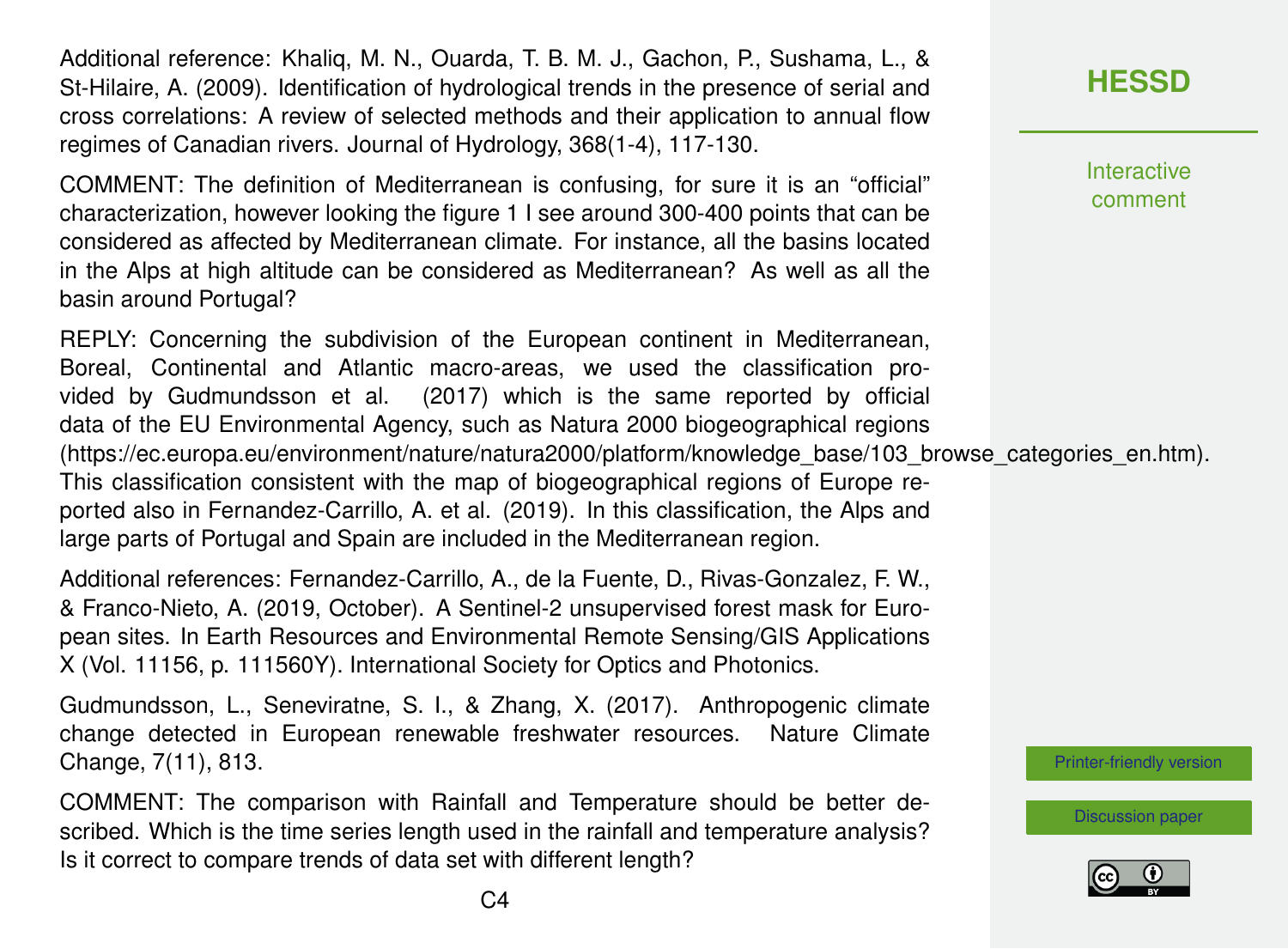Additional reference: Khaliq, M. N., Ouarda, T. B. M. J., Gachon, P., Sushama, L., & St-Hilaire, A. (2009). Identification of hydrological trends in the presence of serial and cross correlations: A review of selected methods and their application to annual flow regimes of Canadian rivers. Journal of Hydrology, 368(1-4), 117-130.

COMMENT: The definition of Mediterranean is confusing, for sure it is an "official" characterization, however looking the figure 1 I see around 300-400 points that can be considered as affected by Mediterranean climate. For instance, all the basins located in the Alps at high altitude can be considered as Mediterranean? As well as all the basin around Portugal?

REPLY: Concerning the subdivision of the European continent in Mediterranean, Boreal, Continental and Atlantic macro-areas, we used the classification provided by Gudmundsson et al. (2017) which is the same reported by official data of the EU Environmental Agency, such as Natura 2000 biogeographical regions (https://ec.europa.eu/environment/nature/natura2000/platform/knowledge_base/103_browse_categories_en.htm). This classification consistent with the map of biogeographical regions of Europe reported also in Fernandez-Carrillo, A. et al. (2019). In this classification, the Alps and large parts of Portugal and Spain are included in the Mediterranean region.

Additional references: Fernandez-Carrillo, A., de la Fuente, D., Rivas-Gonzalez, F. W., & Franco-Nieto, A. (2019, October). A Sentinel-2 unsupervised forest mask for European sites. In Earth Resources and Environmental Remote Sensing/GIS Applications X (Vol. 11156, p. 111560Y). International Society for Optics and Photonics.

Gudmundsson, L., Seneviratne, S. I., & Zhang, X. (2017). Anthropogenic climate change detected in European renewable freshwater resources. Nature Climate Change, 7(11), 813.

COMMENT: The comparison with Rainfall and Temperature should be better described. Which is the time series length used in the rainfall and temperature analysis? Is it correct to compare trends of data set with different length?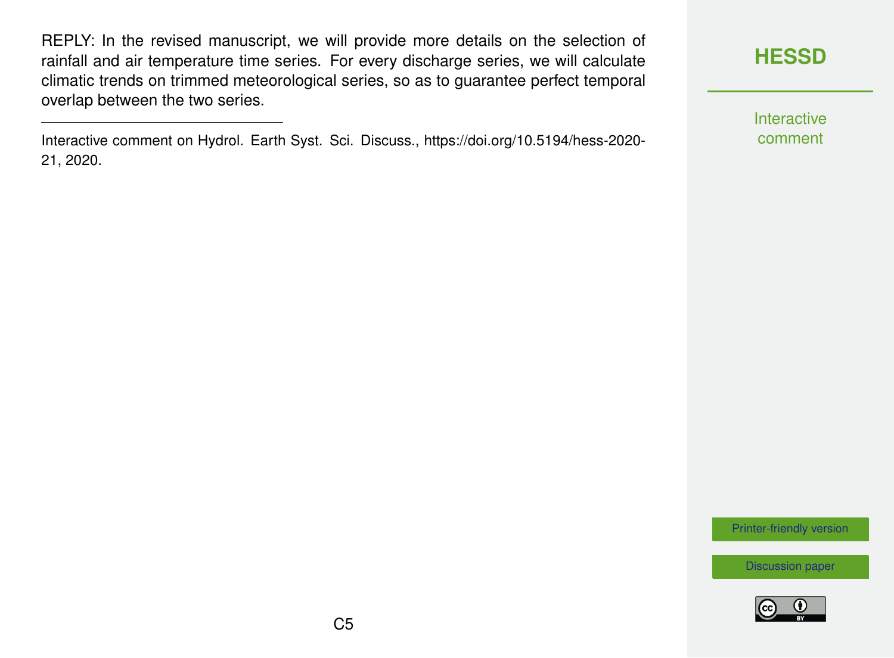REPLY: In the revised manuscript, we will provide more details on the selection of rainfall and air temperature time series. For every discharge series, we will calculate climatic trends on trimmed meteorological series, so as to guarantee perfect temporal overlap between the two series.

---

Interactive comment on Hydrol. Earth Syst. Sci. Discuss., https://doi.org/10.5194/hess-2020-21, 2020.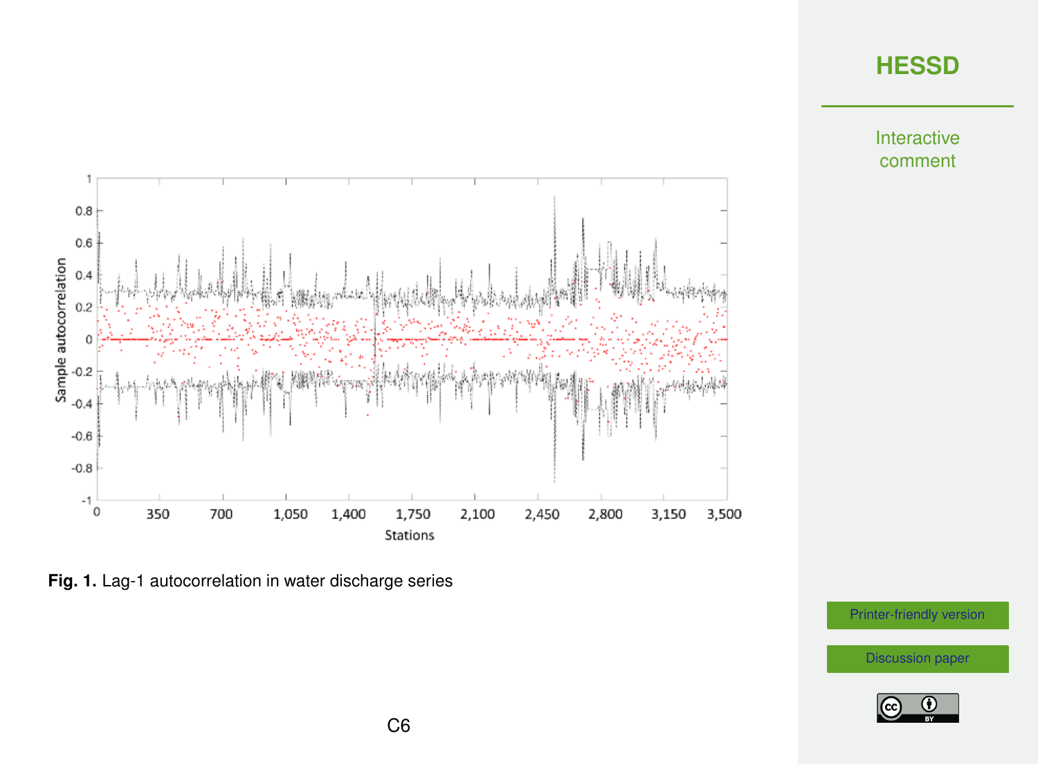Fig. 1. Lag-1 autocorrelation in water discharge series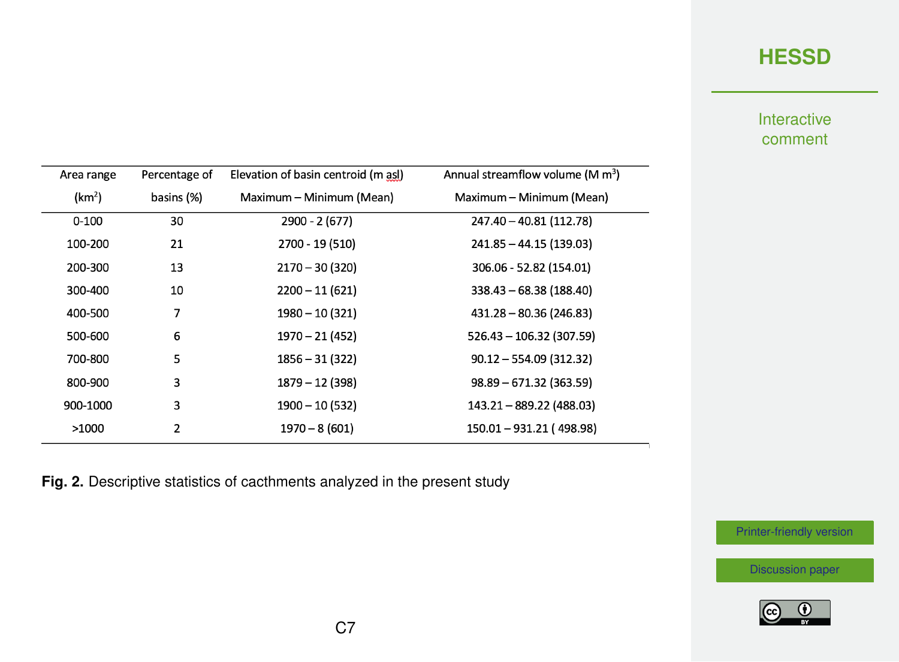| Area range ($km^2$) | Percentage of basins (%) | Elevation of basin centroid (m asl) Maximum – Minimum (Mean) | Annual streamflow volume (M $m^3$) Maximum – Minimum (Mean) |
|---|---|---|---|
| 0-100 | 30 | 2900 - 2 (677) | 247.40 – 40.81 (112.78) |
| 100-200 | 21 | 2700 - 19 (510) | 241.85 – 44.15 (139.03) |
| 200-300 | 13 | 2170 – 30 (320) | 306.06 - 52.82 (154.01) |
| 300-400 | 10 | 2200 – 11 (621) | 338.43 – 68.38 (188.40) |
| 400-500 | 7 | 1980 – 10 (321) | 431.28 – 80.36 (246.83) |
| 500-600 | 6 | 1970 – 21 (452) | 526.43 – 106.32 (307.59) |
| 700-800 | 5 | 1856 – 31 (322) | 90.12 – 554.09 (312.32) |
| 800-900 | 3 | 1879 – 12 (398) | 98.89 – 671.32 (363.59) |
| 900-1000 | 3 | 1900 – 10 (532) | 143.21 – 889.22 (488.03) |
| >1000 | 2 | 1970 – 8 (601) | 150.01 – 931.21 ( 498.98) |

**Fig. 2.** Descriptive statistics of cacthments analyzed in the present study